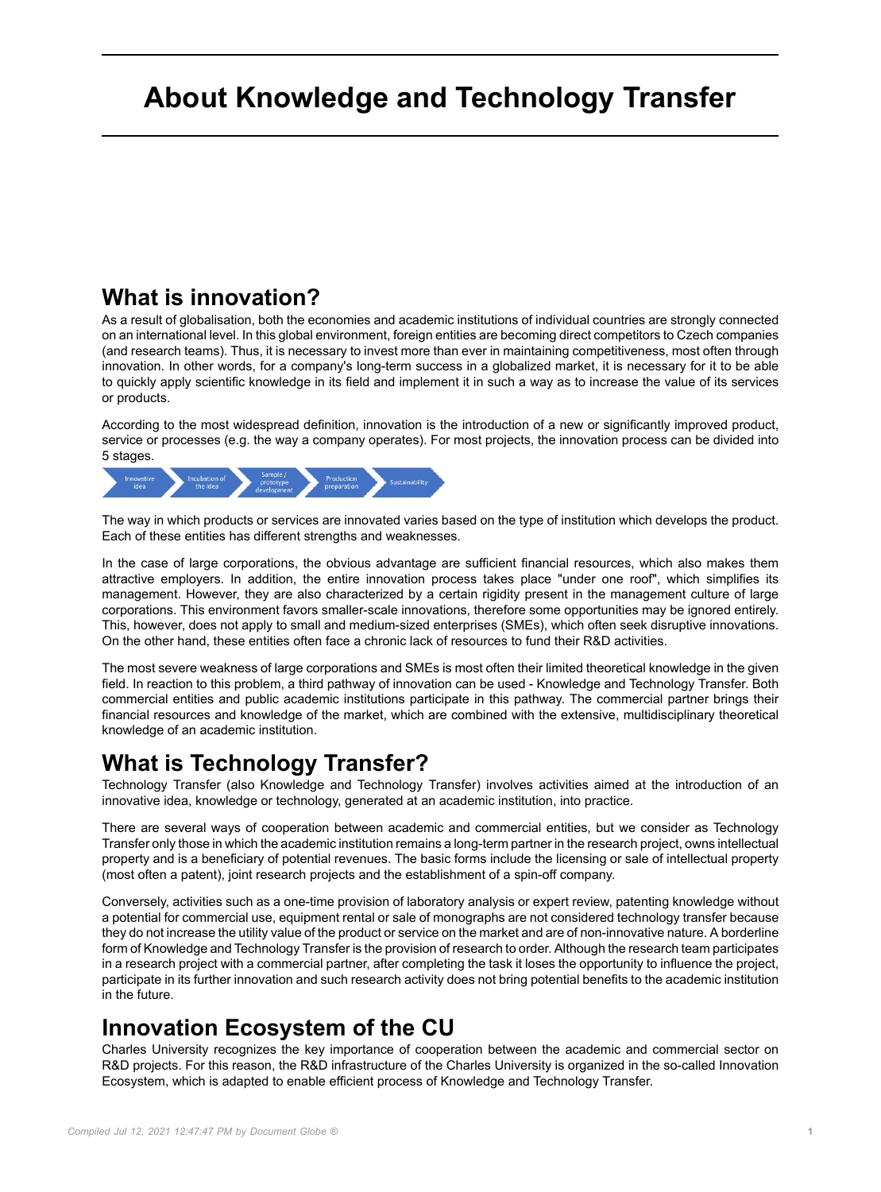# About Knowledge and Technology Transfer

## What is innovation?

As a result of globalisation, both the economies and academic institutions of individual countries are strongly connected on an international level. In this global environment, foreign entities are becoming direct competitors to Czech companies (and research teams). Thus, it is necessary to invest more than ever in maintaining competitiveness, most often through innovation. In other words, for a company's long-term success in a globalized market, it is necessary for it to be able to quickly apply scientific knowledge in its field and implement it in such a way as to increase the value of its services or products.

According to the most widespread definition, innovation is the introduction of a new or significantly improved product, service or processes (e.g. the way a company operates). For most projects, the innovation process can be divided into 5 stages.

Innovative idea → Incubation of the idea → Sample / prototype development → Production preparation → Sustainability

The way in which products or services are innovated varies based on the type of institution which develops the product. Each of these entities has different strengths and weaknesses.

In the case of large corporations, the obvious advantage are sufficient financial resources, which also makes them attractive employers. In addition, the entire innovation process takes place "under one roof", which simplifies its management. However, they are also characterized by a certain rigidity present in the management culture of large corporations. This environment favors smaller-scale innovations, therefore some opportunities may be ignored entirely. This, however, does not apply to small and medium-sized enterprises (SMEs), which often seek disruptive innovations. On the other hand, these entities often face a chronic lack of resources to fund their R&D activities.

The most severe weakness of large corporations and SMEs is most often their limited theoretical knowledge in the given field. In reaction to this problem, a third pathway of innovation can be used - Knowledge and Technology Transfer. Both commercial entities and public academic institutions participate in this pathway. The commercial partner brings their financial resources and knowledge of the market, which are combined with the extensive, multidisciplinary theoretical knowledge of an academic institution.

## What is Technology Transfer?

Technology Transfer (also Knowledge and Technology Transfer) involves activities aimed at the introduction of an innovative idea, knowledge or technology, generated at an academic institution, into practice.

There are several ways of cooperation between academic and commercial entities, but we consider as Technology Transfer only those in which the academic institution remains a long-term partner in the research project, owns intellectual property and is a beneficiary of potential revenues. The basic forms include the licensing or sale of intellectual property (most often a patent), joint research projects and the establishment of a spin-off company.

Conversely, activities such as a one-time provision of laboratory analysis or expert review, patenting knowledge without a potential for commercial use, equipment rental or sale of monographs are not considered technology transfer because they do not increase the utility value of the product or service on the market and are of non-innovative nature. A borderline form of Knowledge and Technology Transfer is the provision of research to order. Although the research team participates in a research project with a commercial partner, after completing the task it loses the opportunity to influence the project, participate in its further innovation and such research activity does not bring potential benefits to the academic institution in the future.

## Innovation Ecosystem of the CU

Charles University recognizes the key importance of cooperation between the academic and commercial sector on R&D projects. For this reason, the R&D infrastructure of the Charles University is organized in the so-called Innovation Ecosystem, which is adapted to enable efficient process of Knowledge and Technology Transfer.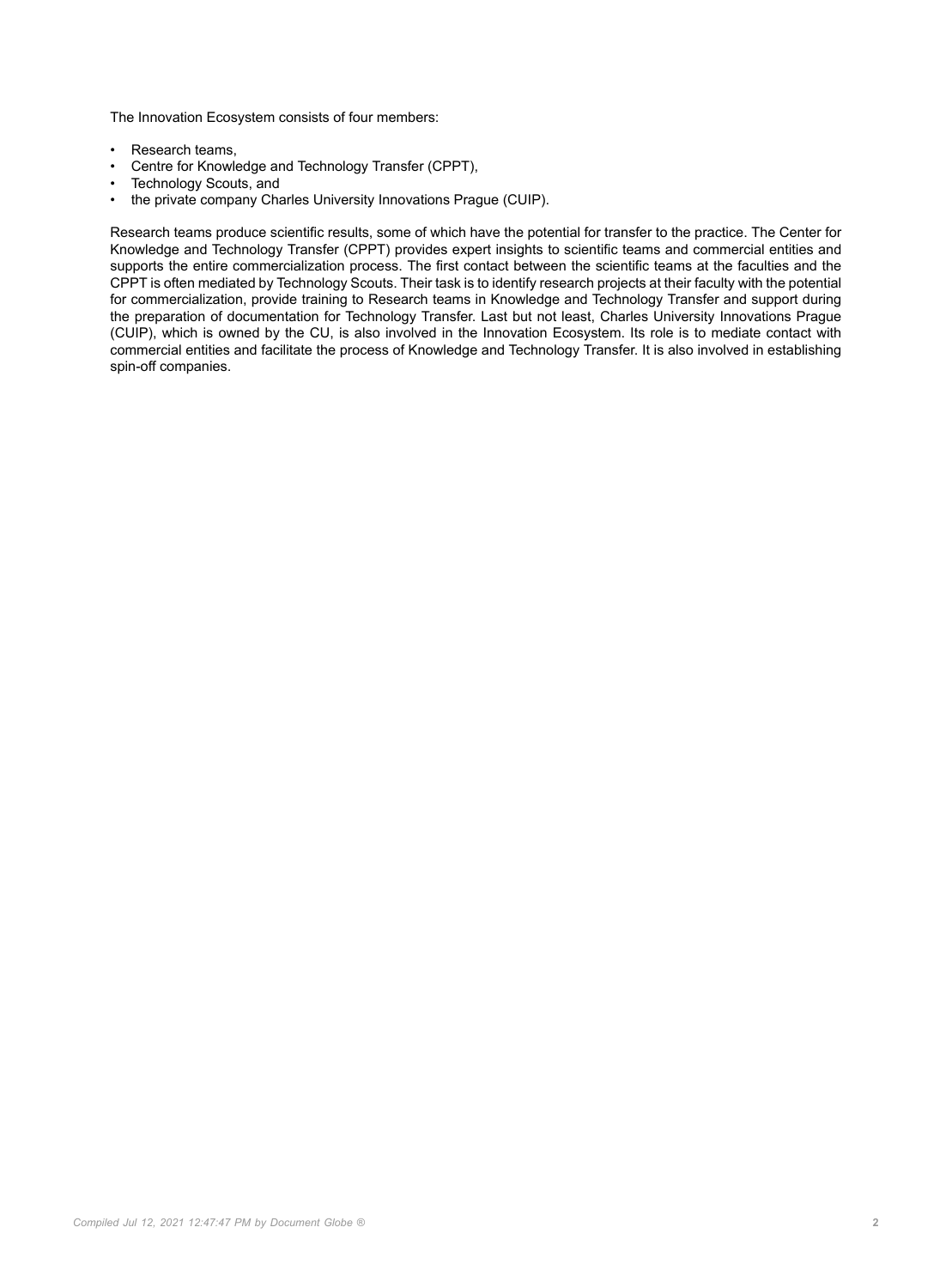The Innovation Ecosystem consists of four members:

- Research teams,
- Centre for Knowledge and Technology Transfer (CPPT),
- Technology Scouts, and
- the private company Charles University Innovations Prague (CUIP).

Research teams produce scientific results, some of which have the potential for transfer to the practice. The Center for Knowledge and Technology Transfer (CPPT) provides expert insights to scientific teams and commercial entities and supports the entire commercialization process. The first contact between the scientific teams at the faculties and the CPPT is often mediated by Technology Scouts. Their task is to identify research projects at their faculty with the potential for commercialization, provide training to Research teams in Knowledge and Technology Transfer and support during the preparation of documentation for Technology Transfer. Last but not least, Charles University Innovations Prague (CUIP), which is owned by the CU, is also involved in the Innovation Ecosystem. Its role is to mediate contact with commercial entities and facilitate the process of Knowledge and Technology Transfer. It is also involved in establishing spin-off companies.